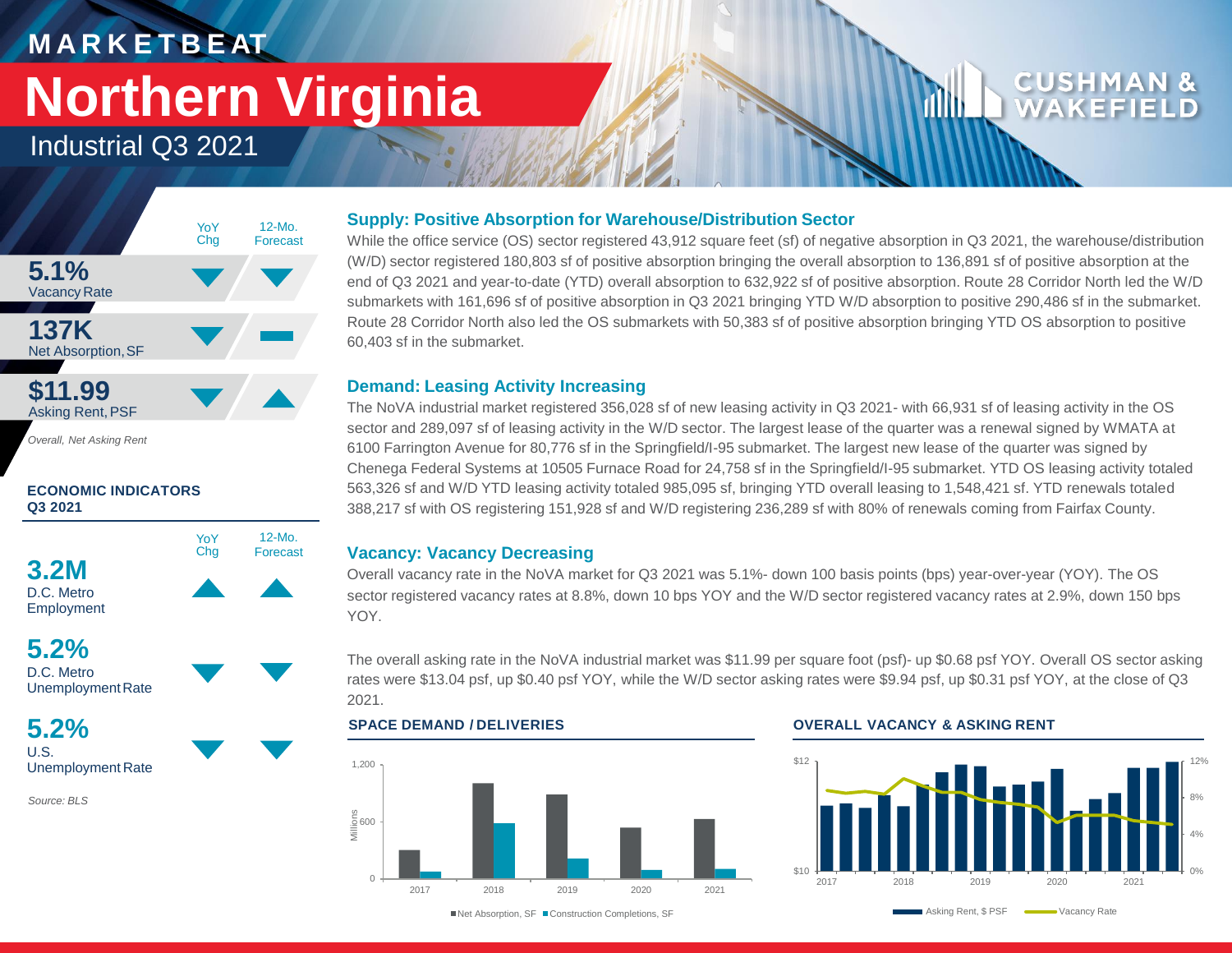# MARKETBEAT

# Northern Virginia

## Industrial Q3 2021

CUSHMAN & WAKEFIELD

| | YoY Chg | 12-Mo. Forecast |
|---|---|---|
| **5.1%** Vacancy Rate | ▼ | ▼ |
| **137K** Net Absorption, SF | ▼ | ▬ |
| **$11.99** Asking Rent, PSF | ▼ | ▲ |

*Overall, Net Asking Rent*

**ECONOMIC INDICATORS Q3 2021**

| | YoY Chg | 12-Mo. Forecast |
|---|---|---|
| **3.2M** D.C. Metro Employment | ▲ | ▲ |
| **5.2%** D.C. Metro Unemployment Rate | ▼ | ▼ |
| **5.2%** U.S. Unemployment Rate | ▼ | ▼ |

*Source: BLS*

### Supply: Positive Absorption for Warehouse/Distribution Sector

While the office service (OS) sector registered 43,912 square feet (sf) of negative absorption in Q3 2021, the warehouse/distribution (W/D) sector registered 180,803 sf of positive absorption bringing the overall absorption to 136,891 sf of positive absorption at the end of Q3 2021 and year-to-date (YTD) overall absorption to 632,922 sf of positive absorption. Route 28 Corridor North led the W/D submarkets with 161,696 sf of positive absorption in Q3 2021 bringing YTD W/D absorption to positive 290,486 sf in the submarket. Route 28 Corridor North also led the OS submarkets with 50,383 sf of positive absorption bringing YTD OS absorption to positive 60,403 sf in the submarket.

### Demand: Leasing Activity Increasing

The NoVA industrial market registered 356,028 sf of new leasing activity in Q3 2021- with 66,931 sf of leasing activity in the OS sector and 289,097 sf of leasing activity in the W/D sector. The largest lease of the quarter was a renewal signed by WMATA at 6100 Farrington Avenue for 80,776 sf in the Springfield/I-95 submarket. The largest new lease of the quarter was signed by Chenega Federal Systems at 10505 Furnace Road for 24,758 sf in the Springfield/I-95 submarket. YTD OS leasing activity totaled 563,326 sf and W/D YTD leasing activity totaled 985,095 sf, bringing YTD overall leasing to 1,548,421 sf. YTD renewals totaled 388,217 sf with OS registering 151,928 sf and W/D registering 236,289 sf with 80% of renewals coming from Fairfax County.

### Vacancy: Vacancy Decreasing

Overall vacancy rate in the NoVA market for Q3 2021 was 5.1%- down 100 basis points (bps) year-over-year (YOY). The OS sector registered vacancy rates at 8.8%, down 10 bps YOY and the W/D sector registered vacancy rates at 2.9%, down 150 bps YOY.

The overall asking rate in the NoVA industrial market was $11.99 per square foot (psf)- up $0.68 psf YOY. Overall OS sector asking rates were $13.04 psf, up $0.40 psf YOY, while the W/D sector asking rates were $9.94 psf, up $0.31 psf YOY, at the close of Q3 2021.

**SPACE DEMAND / DELIVERIES**

**OVERALL VACANCY & ASKING RENT**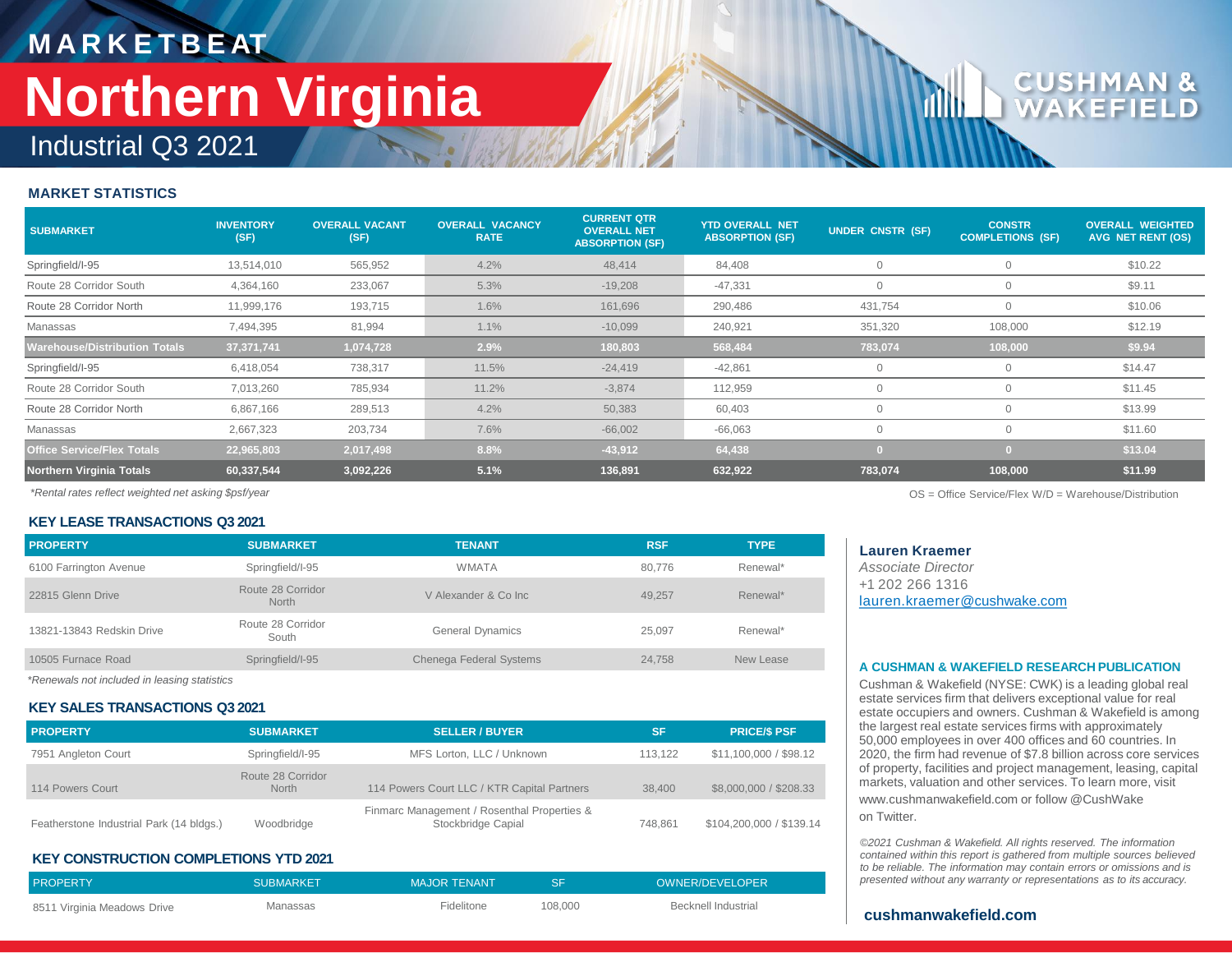# MARKETBEAT

# Northern Virginia

## Industrial Q3 2021

### MARKET STATISTICS

| SUBMARKET | INVENTORY (SF) | OVERALL VACANT (SF) | OVERALL VACANCY RATE | CURRENT QTR OVERALL NET ABSORPTION (SF) | YTD OVERALL NET ABSORPTION (SF) | UNDER CNSTR (SF) | CONSTR COMPLETIONS (SF) | OVERALL WEIGHTED AVG NET RENT (OS) |
|---|---|---|---|---|---|---|---|---|
| Springfield/I-95 | 13,514,010 | 565,952 | 4.2% | 48,414 | 84,408 | 0 | 0 | $10.22 |
| Route 28 Corridor South | 4,364,160 | 233,067 | 5.3% | -19,208 | -47,331 | 0 | 0 | $9.11 |
| Route 28 Corridor North | 11,999,176 | 193,715 | 1.6% | 161,696 | 290,486 | 431,754 | 0 | $10.06 |
| Manassas | 7,494,395 | 81,994 | 1.1% | -10,099 | 240,921 | 351,320 | 108,000 | $12.19 |
| **Warehouse/Distribution Totals** | **37,371,741** | **1,074,728** | **2.9%** | **180,803** | **568,484** | **783,074** | **108,000** | **$9.94** |
| Springfield/I-95 | 6,418,054 | 738,317 | 11.5% | -24,419 | -42,861 | 0 | 0 | $14.47 |
| Route 28 Corridor South | 7,013,260 | 785,934 | 11.2% | -3,874 | 112,959 | 0 | 0 | $11.45 |
| Route 28 Corridor North | 6,867,166 | 289,513 | 4.2% | 50,383 | 60,403 | 0 | 0 | $13.99 |
| Manassas | 2,667,323 | 203,734 | 7.6% | -66,002 | -66,063 | 0 | 0 | $11.60 |
| **Office Service/Flex Totals** | **22,965,803** | **2,017,498** | **8.8%** | **-43,912** | **64,438** | **0** | **0** | **$13.04** |
| **Northern Virginia Totals** | **60,337,544** | **3,092,226** | **5.1%** | **136,891** | **632,922** | **783,074** | **108,000** | **$11.99** |

*Rental rates reflect weighted net asking $psf/year*

OS = Office Service/Flex W/D = Warehouse/Distribution

### KEY LEASE TRANSACTIONS Q3 2021

| PROPERTY | SUBMARKET | TENANT | RSF | TYPE |
|---|---|---|---|---|
| 6100 Farrington Avenue | Springfield/I-95 | WMATA | 80,776 | Renewal* |
| 22815 Glenn Drive | Route 28 Corridor North | V Alexander & Co Inc | 49,257 | Renewal* |
| 13821-13843 Redskin Drive | Route 28 Corridor South | General Dynamics | 25,097 | Renewal* |
| 10505 Furnace Road | Springfield/I-95 | Chenega Federal Systems | 24,758 | New Lease |

*Renewals not included in leasing statistics

### KEY SALES TRANSACTIONS Q3 2021

| PROPERTY | SUBMARKET | SELLER / BUYER | SF | PRICE/$ PSF |
|---|---|---|---|---|
| 7951 Angleton Court | Springfield/I-95 | MFS Lorton, LLC / Unknown | 113,122 | $11,100,000 / $98.12 |
| 114 Powers Court | Route 28 Corridor North | 114 Powers Court LLC / KTR Capital Partners | 38,400 | $8,000,000 / $208.33 |
| Featherstone Industrial Park (14 bldgs.) | Woodbridge | Finmarc Management / Rosenthal Properties & Stockbridge Capial | 748,861 | $104,200,000 / $139.14 |

### KEY CONSTRUCTION COMPLETIONS YTD 2021

| PROPERTY | SUBMARKET | MAJOR TENANT | SF | OWNER/DEVELOPER |
|---|---|---|---|---|
| 8511 Virginia Meadows Drive | Manassas | Fidelitone | 108,000 | Becknell Industrial |

**Lauren Kraemer**
*Associate Director*
+1 202 266 1316
lauren.kraemer@cushwake.com

**A CUSHMAN & WAKEFIELD RESEARCH PUBLICATION**

Cushman & Wakefield (NYSE: CWK) is a leading global real estate services firm that delivers exceptional value for real estate occupiers and owners. Cushman & Wakefield is among the largest real estate services firms with approximately 50,000 employees in over 400 offices and 60 countries. In 2020, the firm had revenue of $7.8 billion across core services of property, facilities and project management, leasing, capital markets, valuation and other services. To learn more, visit www.cushmanwakefield.com or follow @CushWake on Twitter.

*©2021 Cushman & Wakefield. All rights reserved. The information contained within this report is gathered from multiple sources believed to be reliable. The information may contain errors or omissions and is presented without any warranty or representations as to its accuracy.*

**cushmanwakefield.com**